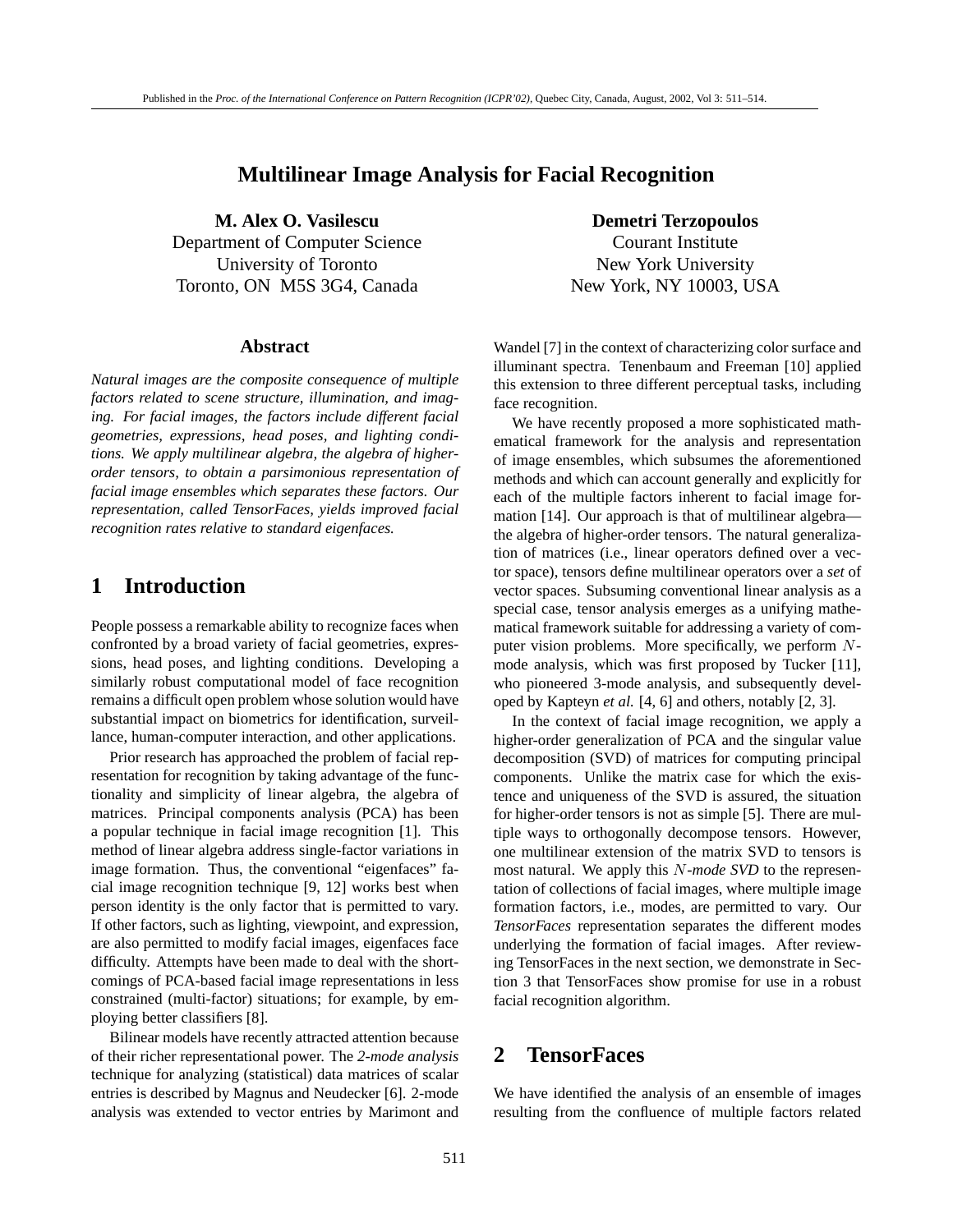# Multilinear Image Analysis for Facial Recognition

**M. Alex O. Vasilescu**
Department of Computer Science
University of Toronto
Toronto, ON M5S 3G4, Canada

**Demetri Terzopoulos**
Courant Institute
New York University
New York, NY 10003, USA

## Abstract

*Natural images are the composite consequence of multiple factors related to scene structure, illumination, and imaging. For facial images, the factors include different facial geometries, expressions, head poses, and lighting conditions. We apply multilinear algebra, the algebra of higher-order tensors, to obtain a parsimonious representation of facial image ensembles which separates these factors. Our representation, called TensorFaces, yields improved facial recognition rates relative to standard eigenfaces.*

## 1 Introduction

People possess a remarkable ability to recognize faces when confronted by a broad variety of facial geometries, expressions, head poses, and lighting conditions. Developing a similarly robust computational model of face recognition remains a difficult open problem whose solution would have substantial impact on biometrics for identification, surveillance, human-computer interaction, and other applications.

Prior research has approached the problem of facial representation for recognition by taking advantage of the functionality and simplicity of linear algebra, the algebra of matrices. Principal components analysis (PCA) has been a popular technique in facial image recognition [1]. This method of linear algebra address single-factor variations in image formation. Thus, the conventional "eigenfaces" facial image recognition technique [9, 12] works best when person identity is the only factor that is permitted to vary. If other factors, such as lighting, viewpoint, and expression, are also permitted to modify facial images, eigenfaces face difficulty. Attempts have been made to deal with the shortcomings of PCA-based facial image representations in less constrained (multi-factor) situations; for example, by employing better classifiers [8].

Bilinear models have recently attracted attention because of their richer representational power. The *2-mode analysis* technique for analyzing (statistical) data matrices of scalar entries is described by Magnus and Neudecker [6]. 2-mode analysis was extended to vector entries by Marimont and Wandel [7] in the context of characterizing color surface and illuminant spectra. Tenenbaum and Freeman [10] applied this extension to three different perceptual tasks, including face recognition.

We have recently proposed a more sophisticated mathematical framework for the analysis and representation of image ensembles, which subsumes the aforementioned methods and which can account generally and explicitly for each of the multiple factors inherent to facial image formation [14]. Our approach is that of multilinear algebra—the algebra of higher-order tensors. The natural generalization of matrices (i.e., linear operators defined over a vector space), tensors define multilinear operators over a *set* of vector spaces. Subsuming conventional linear analysis as a special case, tensor analysis emerges as a unifying mathematical framework suitable for addressing a variety of computer vision problems. More specifically, we perform $N$-mode analysis, which was first proposed by Tucker [11], who pioneered 3-mode analysis, and subsequently developed by Kapteyn *et al.* [4, 6] and others, notably [2, 3].

In the context of facial image recognition, we apply a higher-order generalization of PCA and the singular value decomposition (SVD) of matrices for computing principal components. Unlike the matrix case for which the existence and uniqueness of the SVD is assured, the situation for higher-order tensors is not as simple [5]. There are multiple ways to orthogonally decompose tensors. However, one multilinear extension of the matrix SVD to tensors is most natural. We apply this *$N$-mode SVD* to the representation of collections of facial images, where multiple image formation factors, i.e., modes, are permitted to vary. Our *TensorFaces* representation separates the different modes underlying the formation of facial images. After reviewing TensorFaces in the next section, we demonstrate in Section 3 that TensorFaces show promise for use in a robust facial recognition algorithm.

## 2 TensorFaces

We have identified the analysis of an ensemble of images resulting from the confluence of multiple factors related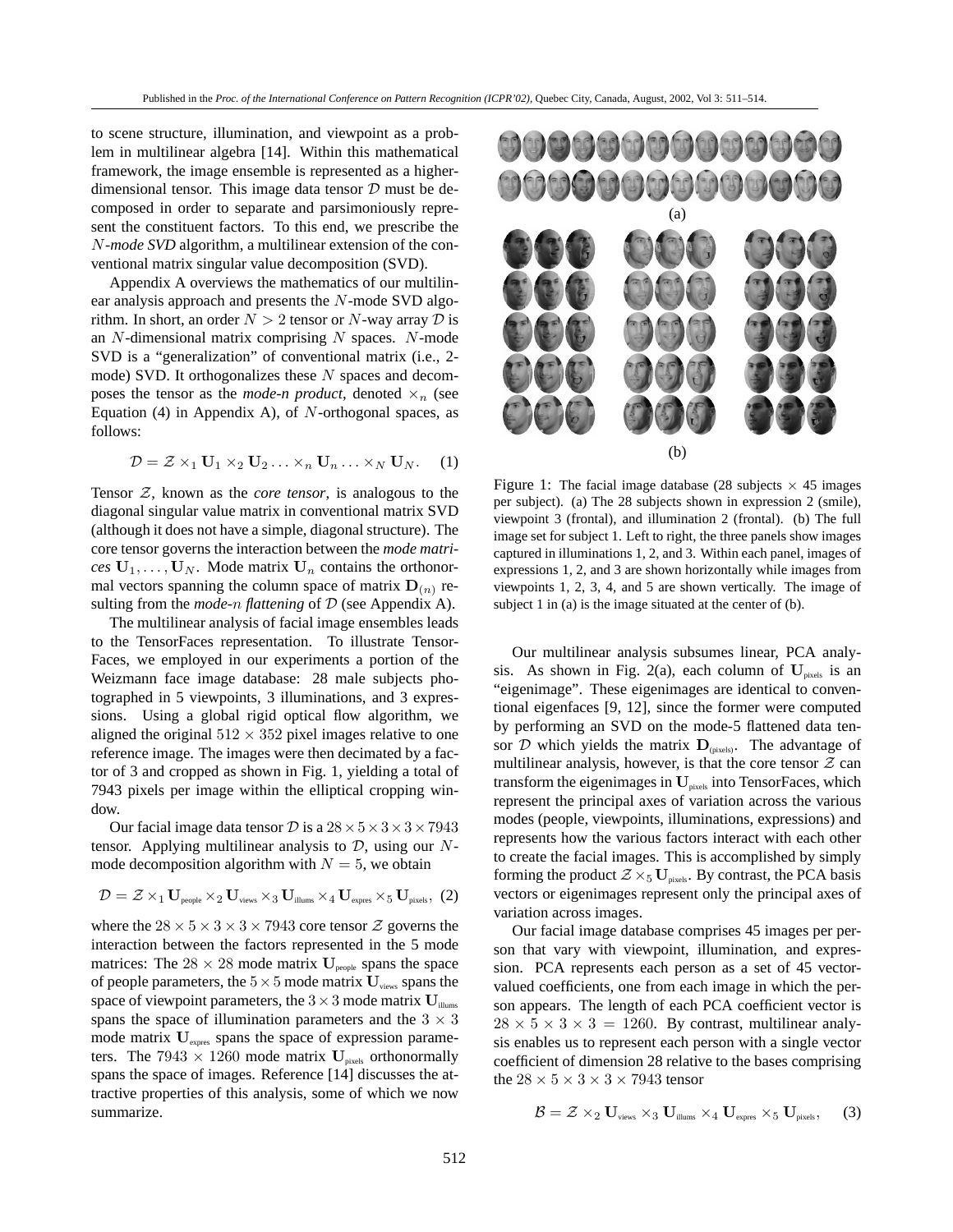to scene structure, illumination, and viewpoint as a problem in multilinear algebra [14]. Within this mathematical framework, the image ensemble is represented as a higher-dimensional tensor. This image data tensor $\mathcal{D}$ must be decomposed in order to separate and parsimoniously represent the constituent factors. To this end, we prescribe the $N$*-mode SVD* algorithm, a multilinear extension of the conventional matrix singular value decomposition (SVD).

Appendix A overviews the mathematics of our multilinear analysis approach and presents the $N$-mode SVD algorithm. In short, an order $N > 2$ tensor or $N$-way array $\mathcal{D}$ is an $N$-dimensional matrix comprising $N$ spaces. $N$-mode SVD is a "generalization" of conventional matrix (i.e., 2-mode) SVD. It orthogonalizes these $N$ spaces and decomposes the tensor as the *mode-n product*, denoted $\times_n$ (see Equation (4) in Appendix A), of $N$-orthogonal spaces, as follows:

$$\mathcal{D} = \mathcal{Z} \times_1 \mathbf{U}_1 \times_2 \mathbf{U}_2 \ldots \times_n \mathbf{U}_n \ldots \times_N \mathbf{U}_N. \quad (1)$$

Tensor $\mathcal{Z}$, known as the *core tensor*, is analogous to the diagonal singular value matrix in conventional matrix SVD (although it does not have a simple, diagonal structure). The core tensor governs the interaction between the *mode matrices* $\mathbf{U}_1, \ldots, \mathbf{U}_N$. Mode matrix $\mathbf{U}_n$ contains the orthonormal vectors spanning the column space of matrix $\mathbf{D}_{(n)}$ resulting from the *mode-*$n$ *flattening* of $\mathcal{D}$ (see Appendix A).

The multilinear analysis of facial image ensembles leads to the TensorFaces representation. To illustrate TensorFaces, we employed in our experiments a portion of the Weizmann face image database: 28 male subjects photographed in 5 viewpoints, 3 illuminations, and 3 expressions. Using a global rigid optical flow algorithm, we aligned the original $512 \times 352$ pixel images relative to one reference image. The images were then decimated by a factor of 3 and cropped as shown in Fig. 1, yielding a total of 7943 pixels per image within the elliptical cropping window.

Our facial image data tensor $\mathcal{D}$ is a $28 \times 5 \times 3 \times 3 \times 7943$ tensor. Applying multilinear analysis to $\mathcal{D}$, using our $N$-mode decomposition algorithm with $N = 5$, we obtain

$$\mathcal{D} = \mathcal{Z} \times_1 \mathbf{U}_{\text{people}} \times_2 \mathbf{U}_{\text{views}} \times_3 \mathbf{U}_{\text{illums}} \times_4 \mathbf{U}_{\text{expres}} \times_5 \mathbf{U}_{\text{pixels}}, \quad (2)$$

where the $28 \times 5 \times 3 \times 3 \times 7943$ core tensor $\mathcal{Z}$ governs the interaction between the factors represented in the 5 mode matrices: The $28 \times 28$ mode matrix $\mathbf{U}_{\text{people}}$ spans the space of people parameters, the $5 \times 5$ mode matrix $\mathbf{U}_{\text{views}}$ spans the space of viewpoint parameters, the $3 \times 3$ mode matrix $\mathbf{U}_{\text{illums}}$ spans the space of illumination parameters and the $3 \times 3$ mode matrix $\mathbf{U}_{\text{expres}}$ spans the space of expression parameters. The $7943 \times 1260$ mode matrix $\mathbf{U}_{\text{pixels}}$ orthonormally spans the space of images. Reference [14] discusses the attractive properties of this analysis, some of which we now summarize.

Figure 1: The facial image database (28 subjects $\times$ 45 images per subject). (a) The 28 subjects shown in expression 2 (smile), viewpoint 3 (frontal), and illumination 2 (frontal). (b) The full image set for subject 1. Left to right, the three panels show images captured in illuminations 1, 2, and 3. Within each panel, images of expressions 1, 2, and 3 are shown horizontally while images from viewpoints 1, 2, 3, 4, and 5 are shown vertically. The image of subject 1 in (a) is the image situated at the center of (b).

Our multilinear analysis subsumes linear, PCA analysis. As shown in Fig. 2(a), each column of $\mathbf{U}_{\text{pixels}}$ is an "eigenimage". These eigenimages are identical to conventional eigenfaces [9, 12], since the former were computed by performing an SVD on the mode-5 flattened data tensor $\mathcal{D}$ which yields the matrix $\mathbf{D}_{(\text{pixels})}$. The advantage of multilinear analysis, however, is that the core tensor $\mathcal{Z}$ can transform the eigenimages in $\mathbf{U}_{\text{pixels}}$ into TensorFaces, which represent the principal axes of variation across the various modes (people, viewpoints, illuminations, expressions) and represents how the various factors interact with each other to create the facial images. This is accomplished by simply forming the product $\mathcal{Z} \times_5 \mathbf{U}_{\text{pixels}}$. By contrast, the PCA basis vectors or eigenimages represent only the principal axes of variation across images.

Our facial image database comprises 45 images per person that vary with viewpoint, illumination, and expression. PCA represents each person as a set of 45 vector-valued coefficients, one from each image in which the person appears. The length of each PCA coefficient vector is $28 \times 5 \times 3 \times 3 = 1260$. By contrast, multilinear analysis enables us to represent each person with a single vector coefficient of dimension 28 relative to the bases comprising the $28 \times 5 \times 3 \times 3 \times 7943$ tensor

$$\mathcal{B} = \mathcal{Z} \times_2 \mathbf{U}_{\text{views}} \times_3 \mathbf{U}_{\text{illums}} \times_4 \mathbf{U}_{\text{expres}} \times_5 \mathbf{U}_{\text{pixels}}, \quad (3)$$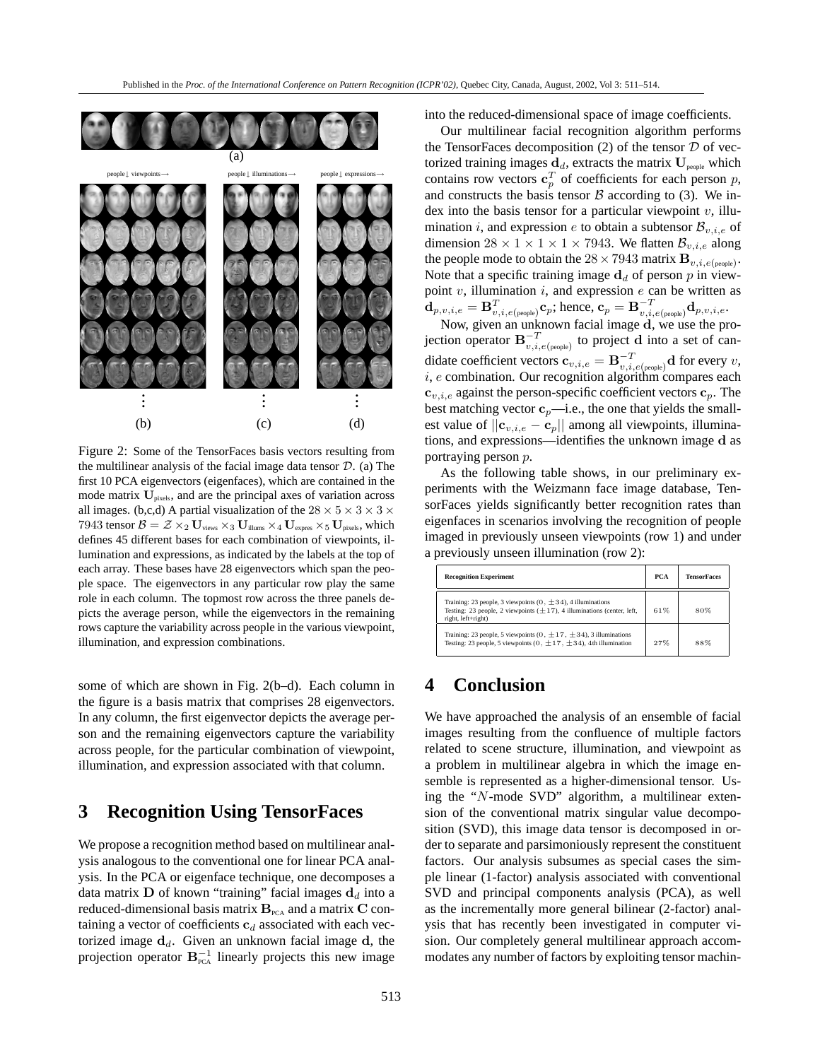Figure 2: Some of the TensorFaces basis vectors resulting from the multilinear analysis of the facial image data tensor $\mathcal{D}$. (a) The first 10 PCA eigenvectors (eigenfaces), which are contained in the mode matrix $\mathbf{U}_{\text{pixels}}$, and are the principal axes of variation across all images. (b,c,d) A partial visualization of the $28 \times 5 \times 3 \times 3 \times 7943$ tensor $\mathcal{B} = \mathcal{Z} \times_2 \mathbf{U}_{\text{views}} \times_3 \mathbf{U}_{\text{illums}} \times_4 \mathbf{U}_{\text{expres}} \times_5 \mathbf{U}_{\text{pixels}}$, which defines 45 different bases for each combination of viewpoints, illumination and expressions, as indicated by the labels at the top of each array. These bases have 28 eigenvectors which span the people space. The eigenvectors in any particular row play the same role in each column. The topmost row across the three panels depicts the average person, while the eigenvectors in the remaining rows capture the variability across people in the various viewpoint, illumination, and expression combinations.

some of which are shown in Fig. 2(b–d). Each column in the figure is a basis matrix that comprises 28 eigenvectors. In any column, the first eigenvector depicts the average person and the remaining eigenvectors capture the variability across people, for the particular combination of viewpoint, illumination, and expression associated with that column.

## 3 Recognition Using TensorFaces

We propose a recognition method based on multilinear analysis analogous to the conventional one for linear PCA analysis. In the PCA or eigenface technique, one decomposes a data matrix $\mathbf{D}$ of known "training" facial images $\mathbf{d}_d$ into a reduced-dimensional basis matrix $\mathbf{B}_{\text{PCA}}$ and a matrix $\mathbf{C}$ containing a vector of coefficients $\mathbf{c}_d$ associated with each vectorized image $\mathbf{d}_d$. Given an unknown facial image $\mathbf{d}$, the projection operator $\mathbf{B}_{\text{PCA}}^{-1}$ linearly projects this new image into the reduced-dimensional space of image coefficients.

Our multilinear facial recognition algorithm performs the TensorFaces decomposition (2) of the tensor $\mathcal{D}$ of vectorized training images $\mathbf{d}_d$, extracts the matrix $\mathbf{U}_{\text{people}}$ which contains row vectors $\mathbf{c}_p^T$ of coefficients for each person $p$, and constructs the basis tensor $\mathcal{B}$ according to (3). We index into the basis tensor for a particular viewpoint $v$, illumination $i$, and expression $e$ to obtain a subtensor $\mathcal{B}_{v,i,e}$ of dimension $28 \times 1 \times 1 \times 1 \times 7943$. We flatten $\mathcal{B}_{v,i,e}$ along the people mode to obtain the $28 \times 7943$ matrix $\mathbf{B}_{v,i,e(\text{people})}$. Note that a specific training image $\mathbf{d}_d$ of person $p$ in viewpoint $v$, illumination $i$, and expression $e$ can be written as $\mathbf{d}_{p,v,i,e} = \mathbf{B}_{v,i,e(\text{people})}^T \mathbf{c}_p$; hence, $\mathbf{c}_p = \mathbf{B}_{v,i,e(\text{people})}^{-T} \mathbf{d}_{p,v,i,e}$.

Now, given an unknown facial image $\mathbf{d}$, we use the projection operator $\mathbf{B}_{v,i,e(\text{people})}^{-T}$ to project $\mathbf{d}$ into a set of candidate coefficient vectors $\mathbf{c}_{v,i,e} = \mathbf{B}_{v,i,e(\text{people})}^{-T} \mathbf{d}$ for every $v$, $i$, $e$ combination. Our recognition algorithm compares each $\mathbf{c}_{v,i,e}$ against the person-specific coefficient vectors $\mathbf{c}_p$. The best matching vector $\mathbf{c}_p$—i.e., the one that yields the smallest value of $||\mathbf{c}_{v,i,e} - \mathbf{c}_p||$ among all viewpoints, illuminations, and expressions—identifies the unknown image $\mathbf{d}$ as portraying person $p$.

As the following table shows, in our preliminary experiments with the Weizmann face image database, TensorFaces yields significantly better recognition rates than eigenfaces in scenarios involving the recognition of people imaged in previously unseen viewpoints (row 1) and under a previously unseen illumination (row 2):

| Recognition Experiment | PCA | TensorFaces |
|---|---|---|
| Training: 23 people, 3 viewpoints ($0, \pm 34$), 4 illuminations<br>Testing: 23 people, 2 viewpoints ($\pm 17$), 4 illuminations (center, left, right, left+right) | 61% | 80% |
| Training: 23 people, 5 viewpoints ($0, \pm 17, \pm 34$), 3 illuminations<br>Testing: 23 people, 5 viewpoints ($0, \pm 17, \pm 34$), 4th illumination | 27% | 88% |

## 4 Conclusion

We have approached the analysis of an ensemble of facial images resulting from the confluence of multiple factors related to scene structure, illumination, and viewpoint as a problem in multilinear algebra in which the image ensemble is represented as a higher-dimensional tensor. Using the "$N$-mode SVD" algorithm, a multilinear extension of the conventional matrix singular value decomposition (SVD), this image data tensor is decomposed in order to separate and parsimoniously represent the constituent factors. Our analysis subsumes as special cases the simple linear (1-factor) analysis associated with conventional SVD and principal components analysis (PCA), as well as the incrementally more general bilinear (2-factor) analysis that has recently been investigated in computer vision. Our completely general multilinear approach accommodates any number of factors by exploiting tensor machin-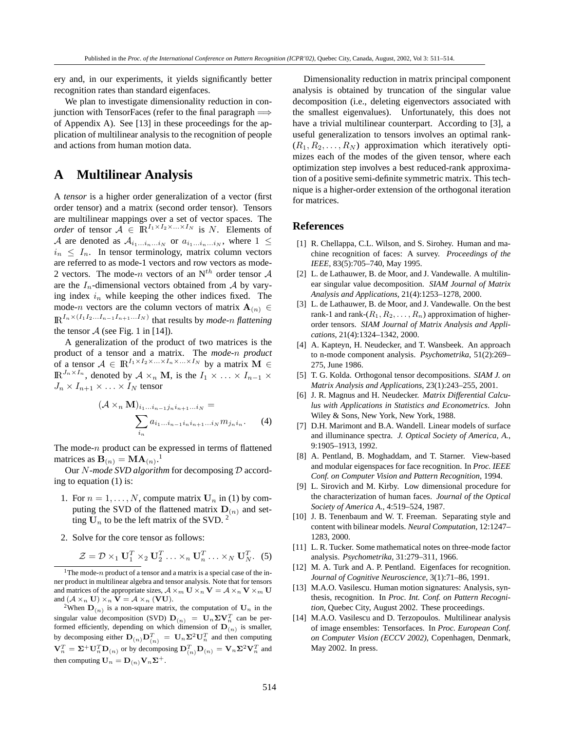ery and, in our experiments, it yields significantly better recognition rates than standard eigenfaces.

We plan to investigate dimensionality reduction in conjunction with TensorFaces (refer to the final paragraph $\Longrightarrow$ of Appendix A). See [13] in these proceedings for the application of multilinear analysis to the recognition of people and actions from human motion data.

# A Multilinear Analysis

A *tensor* is a higher order generalization of a vector (first order tensor) and a matrix (second order tensor). Tensors are multilinear mappings over a set of vector spaces. The *order* of tensor $\mathcal{A} \in \mathbb{R}^{I_1 \times I_2 \times \ldots \times I_N}$ is $N$. Elements of $\mathcal{A}$ are denoted as $\mathcal{A}_{i_1 \ldots i_n \ldots i_N}$ or $a_{i_1 \ldots i_n \ldots i_N}$, where $1 \leq i_n \leq I_n$. In tensor terminology, matrix column vectors are referred to as mode-1 vectors and row vectors as mode-2 vectors. The mode-$n$ vectors of an N$^{th}$ order tensor $\mathcal{A}$ are the $I_n$-dimensional vectors obtained from $\mathcal{A}$ by varying index $i_n$ while keeping the other indices fixed. The mode-$n$ vectors are the column vectors of matrix $\mathbf{A}_{(n)} \in \mathbb{R}^{I_n \times (I_1 I_2 \ldots I_{n-1} I_{n+1} \ldots I_N)}$ that results by *mode-$n$ flattening* the tensor $\mathcal{A}$ (see Fig. 1 in [14]).

A generalization of the product of two matrices is the product of a tensor and a matrix. The *mode-$n$ product* of a tensor $\mathcal{A} \in \mathbb{R}^{I_1 \times I_2 \times \ldots \times I_n \times \ldots \times I_N}$ by a matrix $\mathbf{M} \in \mathbb{R}^{J_n \times I_n}$, denoted by $\mathcal{A} \times_n \mathbf{M}$, is the $I_1 \times \ldots \times I_{n-1} \times J_n \times I_{n+1} \times \ldots \times I_N$ tensor

$$(\mathcal{A} \times_n \mathbf{M})_{i_1 \ldots i_{n-1} j_n i_{n+1} \ldots i_N} = \sum_{i_n} a_{i_1 \ldots i_{n-1} i_n i_{n+1} \ldots i_N} m_{j_n i_n}. \qquad (4)$$

The mode-$n$ product can be expressed in terms of flattened matrices as $\mathbf{B}_{(n)} = \mathbf{M}\mathbf{A}_{(n)}$.[1]

Our *$N$-mode SVD algorithm* for decomposing $\mathcal{D}$ according to equation (1) is:

1. For $n = 1, \ldots, N$, compute matrix $\mathbf{U}_n$ in (1) by computing the SVD of the flattened matrix $\mathbf{D}_{(n)}$ and setting $\mathbf{U}_n$ to be the left matrix of the SVD.[2]

2. Solve for the core tensor as follows:

$$\mathcal{Z} = \mathcal{D} \times_1 \mathbf{U}_1^T \times_2 \mathbf{U}_2^T \ldots \times_n \mathbf{U}_n^T \ldots \times_N \mathbf{U}_N^T. \quad (5)$$

[1] The mode-$n$ product of a tensor and a matrix is a special case of the inner product in multilinear algebra and tensor analysis. Note that for tensors and matrices of the appropriate sizes, $\mathcal{A} \times_m \mathbf{U} \times_n \mathbf{V} = \mathcal{A} \times_n \mathbf{V} \times_m \mathbf{U}$ and $(\mathcal{A} \times_n \mathbf{U}) \times_n \mathbf{V} = \mathcal{A} \times_n (\mathbf{V}\mathbf{U})$.

[2] When $\mathbf{D}_{(n)}$ is a non-square matrix, the computation of $\mathbf{U}_n$ in the singular value decomposition (SVD) $\mathbf{D}_{(n)} = \mathbf{U}_n \mathbf{\Sigma} \mathbf{V}_n^T$ can be performed efficiently, depending on which dimension of $\mathbf{D}_{(n)}$ is smaller, by decomposing either $\mathbf{D}_{(n)} \mathbf{D}_{(n)}^T = \mathbf{U}_n \mathbf{\Sigma}^2 \mathbf{U}_n^T$ and then computing $\mathbf{V}_n^T = \mathbf{\Sigma}^+ \mathbf{U}_n^T \mathbf{D}_{(n)}$ or by decomposing $\mathbf{D}_{(n)}^T \mathbf{D}_{(n)} = \mathbf{V}_n \mathbf{\Sigma}^2 \mathbf{V}_n^T$ and then computing $\mathbf{U}_n = \mathbf{D}_{(n)} \mathbf{V}_n \mathbf{\Sigma}^+$.

Dimensionality reduction in matrix principal component analysis is obtained by truncation of the singular value decomposition (i.e., deleting eigenvectors associated with the smallest eigenvalues). Unfortunately, this does not have a trivial multilinear counterpart. According to [3], a useful generalization to tensors involves an optimal rank-$(R_1, R_2, \ldots, R_N)$ approximation which iteratively optimizes each of the modes of the given tensor, where each optimization step involves a best reduced-rank approximation of a positive semi-definite symmetric matrix. This technique is a higher-order extension of the orthogonal iteration for matrices.

## References

[1] R. Chellappa, C.L. Wilson, and S. Sirohey. Human and machine recognition of faces: A survey. *Proceedings of the IEEE*, 83(5):705–740, May 1995.

[2] L. de Lathauwer, B. de Moor, and J. Vandewalle. A multilinear singular value decomposition. *SIAM Journal of Matrix Analysis and Applications*, 21(4):1253–1278, 2000.

[3] L. de Lathauwer, B. de Moor, and J. Vandewalle. On the best rank-1 and rank-$(R_1, R_2, \ldots, R_n)$ approximation of higher-order tensors. *SIAM Journal of Matrix Analysis and Applications*, 21(4):1324–1342, 2000.

[4] A. Kapteyn, H. Neudecker, and T. Wansbeek. An approach to n-mode component analysis. *Psychometrika*, 51(2):269–275, June 1986.

[5] T. G. Kolda. Orthogonal tensor decompositions. *SIAM J. on Matrix Analysis and Applications*, 23(1):243–255, 2001.

[6] J. R. Magnus and H. Neudecker. *Matrix Differential Calculus with Applications in Statistics and Econometrics*. John Wiley & Sons, New York, New York, 1988.

[7] D.H. Marimont and B.A. Wandell. Linear models of surface and illuminance spectra. *J. Optical Society of America, A.*, 9:1905–1913, 1992.

[8] A. Pentland, B. Moghaddam, and T. Starner. View-based and modular eigenspaces for face recognition. In *Proc. IEEE Conf. on Computer Vision and Pattern Recognition*, 1994.

[9] L. Sirovich and M. Kirby. Low dimensional procedure for the characterization of human faces. *Journal of the Optical Society of America A.*, 4:519–524, 1987.

[10] J. B. Tenenbaum and W. T. Freeman. Separating style and content with bilinear models. *Neural Computation*, 12:1247–1283, 2000.

[11] L. R. Tucker. Some mathematical notes on three-mode factor analysis. *Psychometrika*, 31:279–311, 1966.

[12] M. A. Turk and A. P. Pentland. Eigenfaces for recognition. *Journal of Cognitive Neuroscience*, 3(1):71–86, 1991.

[13] M.A.O. Vasilescu. Human motion signatures: Analysis, synthesis, recognition. In *Proc. Int. Conf. on Pattern Recognition*, Quebec City, August 2002. These proceedings.

[14] M.A.O. Vasilescu and D. Terzopoulos. Multilinear analysis of image ensembles: Tensorfaces. In *Proc. European Conf. on Computer Vision (ECCV 2002)*, Copenhagen, Denmark, May 2002. In press.